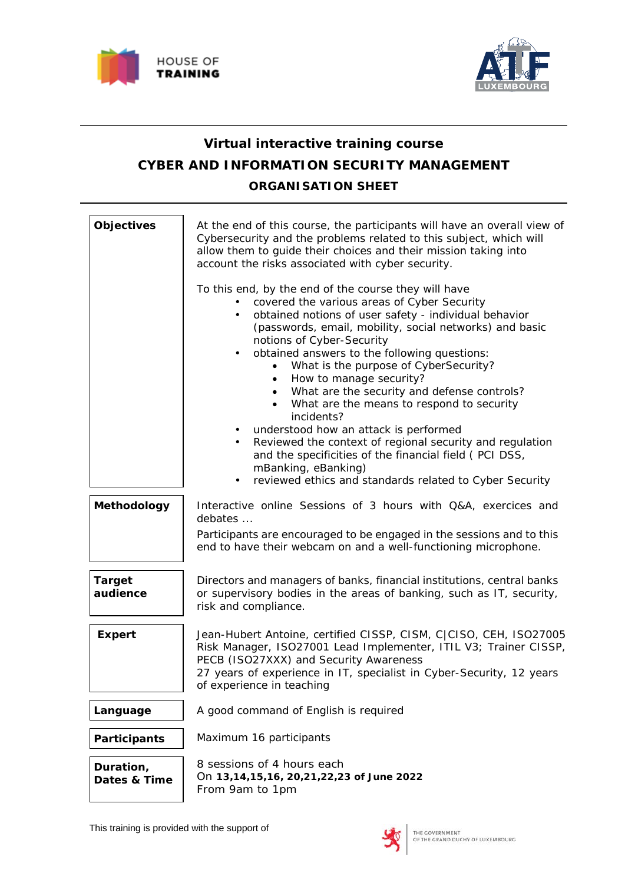HOUSE OF **TRAINING**

ATF LUXEMBOURG

# Virtual interactive training course

## CYBER AND INFORMATION SECURITY MANAGEMENT

### ORGANISATION SHEET

| | |
|---|---|
| **Objectives** | At the end of this course, the participants will have an overall view of Cybersecurity and the problems related to this subject, which will allow them to guide their choices and their mission taking into account the risks associated with cyber security.<br><br>To this end, by the end of the course they will have<br>• covered the various areas of Cyber Security<br>• obtained notions of user safety - individual behavior (passwords, email, mobility, social networks) and basic notions of Cyber-Security<br>• obtained answers to the following questions:<br>&nbsp;&nbsp;&nbsp;&nbsp;• What is the purpose of CyberSecurity?<br>&nbsp;&nbsp;&nbsp;&nbsp;• How to manage security?<br>&nbsp;&nbsp;&nbsp;&nbsp;• What are the security and defense controls?<br>&nbsp;&nbsp;&nbsp;&nbsp;• What are the means to respond to security incidents?<br>• understood how an attack is performed<br>• Reviewed the context of regional security and regulation and the specificities of the financial field ( PCI DSS, mBanking, eBanking)<br>• reviewed ethics and standards related to Cyber Security |
| **Methodology** | Interactive online Sessions of 3 hours with Q&A, exercices and debates ...<br><br>Participants are encouraged to be engaged in the sessions and to this end to have their webcam on and a well-functioning microphone. |
| **Target audience** | Directors and managers of banks, financial institutions, central banks or supervisory bodies in the areas of banking, such as IT, security, risk and compliance. |
| **Expert** | Jean-Hubert Antoine, certified CISSP, CISM, C\|CISO, CEH, ISO27005 Risk Manager, ISO27001 Lead Implementer, ITIL V3; Trainer CISSP, PECB (ISO27XXX) and Security Awareness<br>27 years of experience in IT, specialist in Cyber-Security, 12 years of experience in teaching |
| **Language** | A good command of English is required |
| **Participants** | Maximum 16 participants |
| **Duration, Dates & Time** | 8 sessions of 4 hours each<br>On **13,14,15,16, 20,21,22,23 of June 2022**<br>From 9am to 1pm |

This training is provided with the support of

THE GOVERNMENT OF THE GRAND DUCHY OF LUXEMBOURG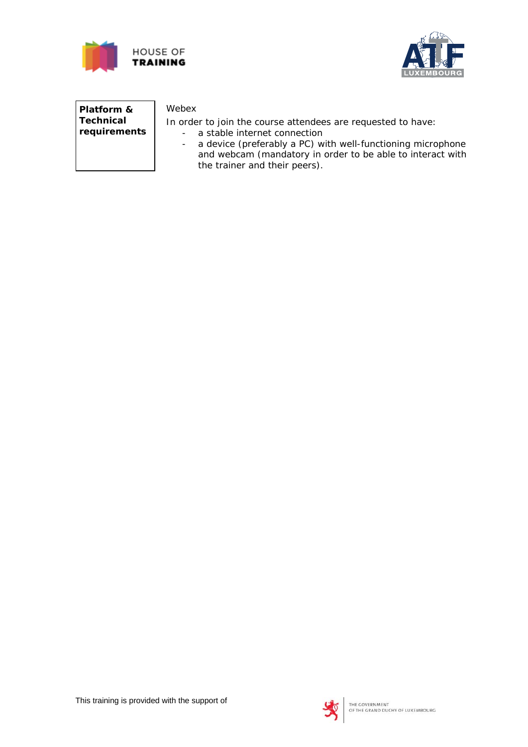| **Platform & Technical requirements** | Webex<br><br>In order to join the course attendees are requested to have:<br>- a stable internet connection<br>- a device (preferably a PC) with well-functioning microphone and webcam (mandatory in order to be able to interact with the trainer and their peers). |
|---|---|

This training is provided with the support of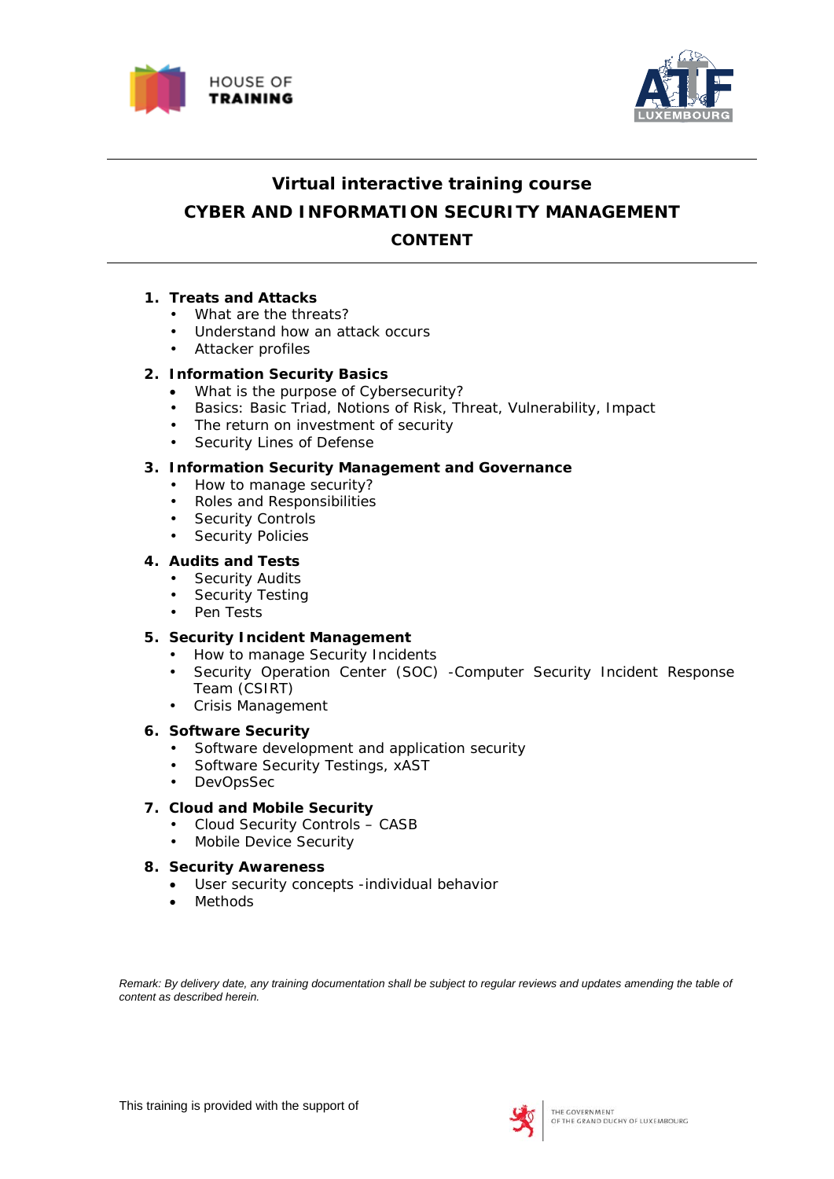HOUSE OF **TRAINING**

ATF LUXEMBOURG

---

**Virtual interactive training course**

**CYBER AND INFORMATION SECURITY MANAGEMENT**

**CONTENT**

---

1. **Treats and Attacks**
   - What are the threats?
   - Understand how an attack occurs
   - Attacker profiles
2. **Information Security Basics**
   - What is the purpose of Cybersecurity?
   - Basics: Basic Triad, Notions of Risk, Threat, Vulnerability, Impact
   - The return on investment of security
   - Security Lines of Defense
3. **Information Security Management and Governance**
   - How to manage security?
   - Roles and Responsibilities
   - Security Controls
   - Security Policies
4. **Audits and Tests**
   - Security Audits
   - Security Testing
   - Pen Tests
5. **Security Incident Management**
   - How to manage Security Incidents
   - Security Operation Center (SOC) -Computer Security Incident Response Team (CSIRT)
   - Crisis Management
6. **Software Security**
   - Software development and application security
   - Software Security Testings, xAST
   - DevOpsSec
7. **Cloud and Mobile Security**
   - Cloud Security Controls – CASB
   - Mobile Device Security
8. **Security Awareness**
   - User security concepts -individual behavior
   - Methods

*Remark: By delivery date, any training documentation shall be subject to regular reviews and updates amending the table of content as described herein.*

This training is provided with the support of

THE GOVERNMENT OF THE GRAND DUCHY OF LUXEMBOURG